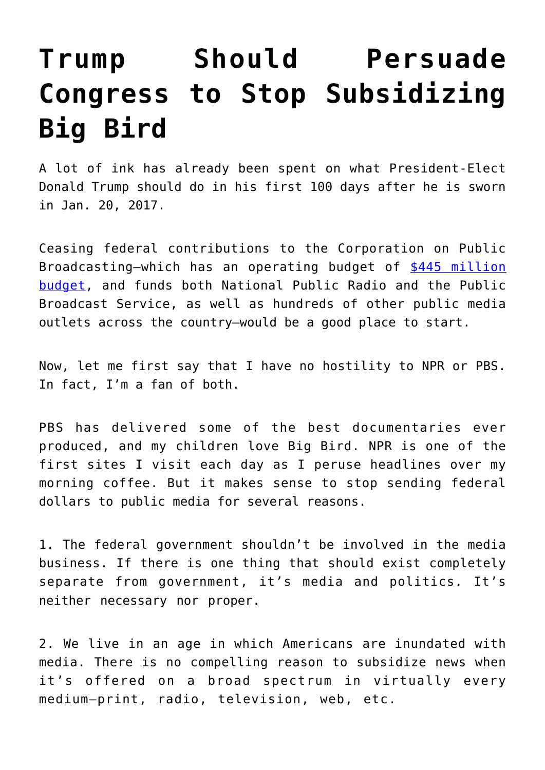# Trump Should Persuade Congress to Stop Subsidizing Big Bird

A lot of ink has already been spent on what President-Elect Donald Trump should do in his first 100 days after he is sworn in Jan. 20, 2017.

Ceasing federal contributions to the Corporation on Public Broadcasting—which has an operating budget of [$445 million budget](), and funds both National Public Radio and the Public Broadcast Service, as well as hundreds of other public media outlets across the country—would be a good place to start.

Now, let me first say that I have no hostility to NPR or PBS. In fact, I'm a fan of both.

PBS has delivered some of the best documentaries ever produced, and my children love Big Bird. NPR is one of the first sites I visit each day as I peruse headlines over my morning coffee. But it makes sense to stop sending federal dollars to public media for several reasons.

1. The federal government shouldn't be involved in the media business. If there is one thing that should exist completely separate from government, it's media and politics. It's neither necessary nor proper.

2. We live in an age in which Americans are inundated with media. There is no compelling reason to subsidize news when it's offered on a broad spectrum in virtually every medium—print, radio, television, web, etc.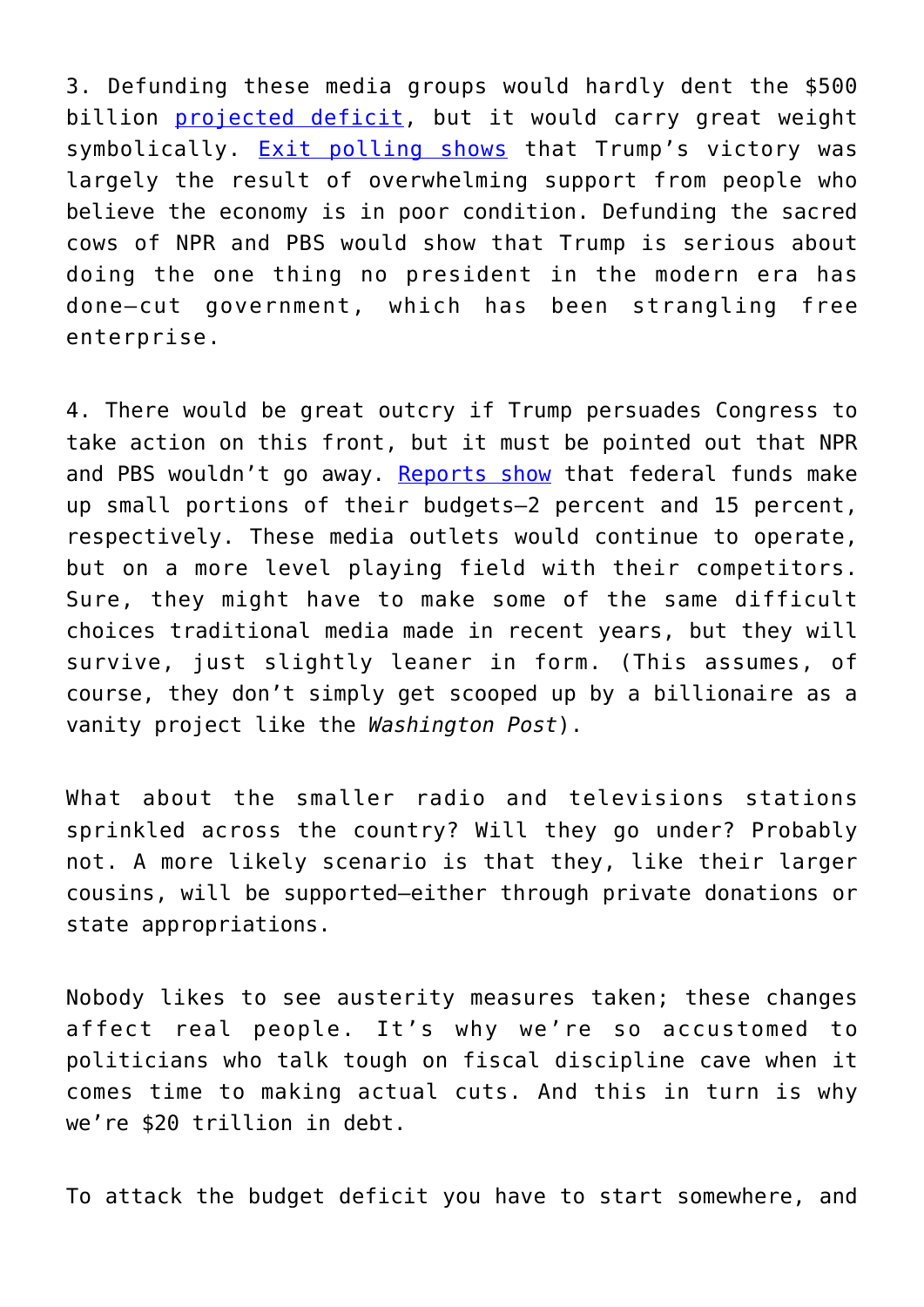3. Defunding these media groups would hardly dent the $500 billion [projected deficit](), but it would carry great weight symbolically. [Exit polling shows]() that Trump's victory was largely the result of overwhelming support from people who believe the economy is in poor condition. Defunding the sacred cows of NPR and PBS would show that Trump is serious about doing the one thing no president in the modern era has done—cut government, which has been strangling free enterprise.

4. There would be great outcry if Trump persuades Congress to take action on this front, but it must be pointed out that NPR and PBS wouldn't go away. [Reports show]() that federal funds make up small portions of their budgets—2 percent and 15 percent, respectively. These media outlets would continue to operate, but on a more level playing field with their competitors. Sure, they might have to make some of the same difficult choices traditional media made in recent years, but they will survive, just slightly leaner in form. (This assumes, of course, they don't simply get scooped up by a billionaire as a vanity project like the *Washington Post*).

What about the smaller radio and televisions stations sprinkled across the country? Will they go under? Probably not. A more likely scenario is that they, like their larger cousins, will be supported—either through private donations or state appropriations.

Nobody likes to see austerity measures taken; these changes affect real people. It's why we're so accustomed to politicians who talk tough on fiscal discipline cave when it comes time to making actual cuts. And this in turn is why we're $20 trillion in debt.

To attack the budget deficit you have to start somewhere, and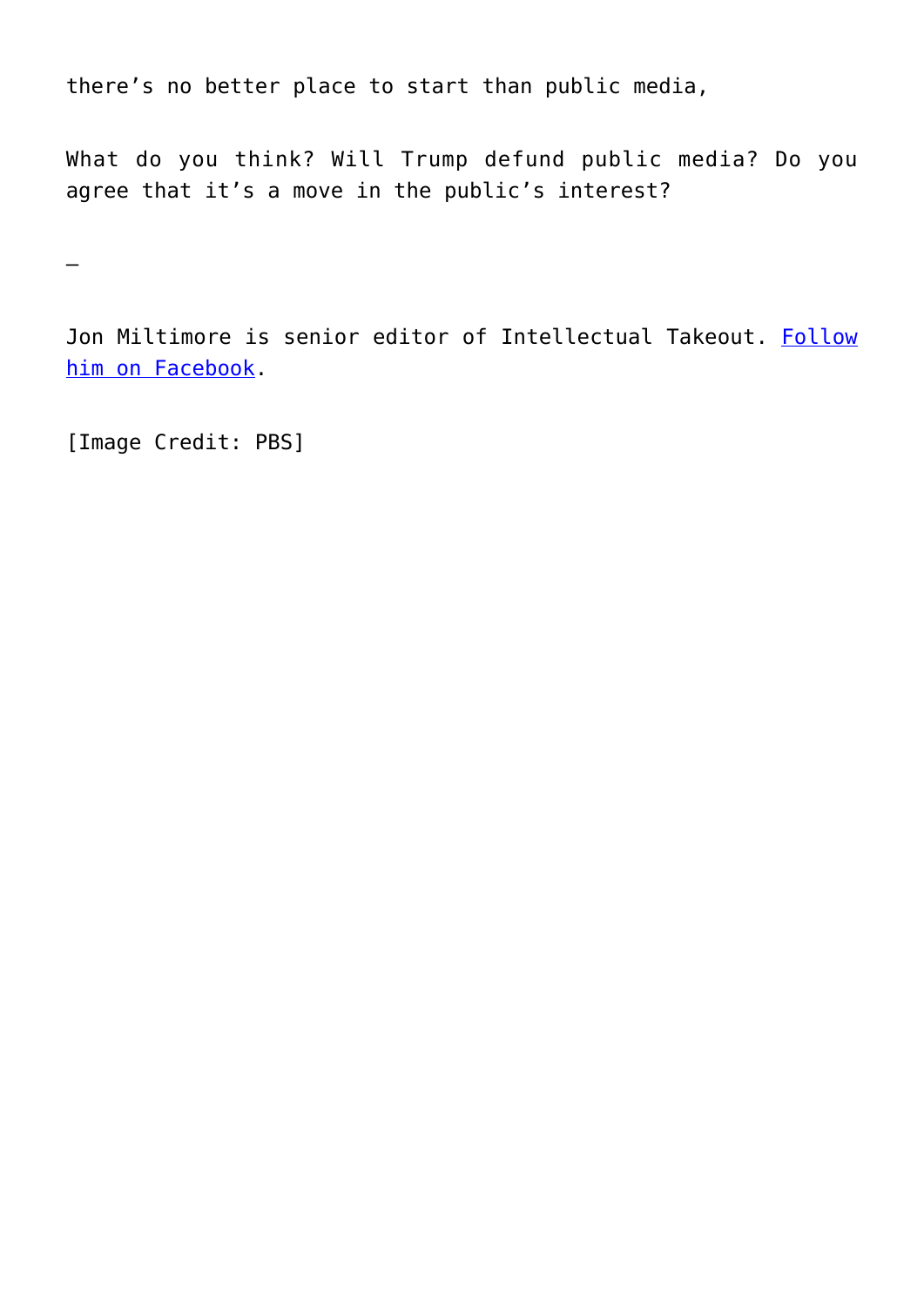there's no better place to start than public media,

What do you think? Will Trump defund public media? Do you agree that it's a move in the public's interest?

—

Jon Miltimore is senior editor of Intellectual Takeout. Follow him on Facebook.

[Image Credit: PBS]